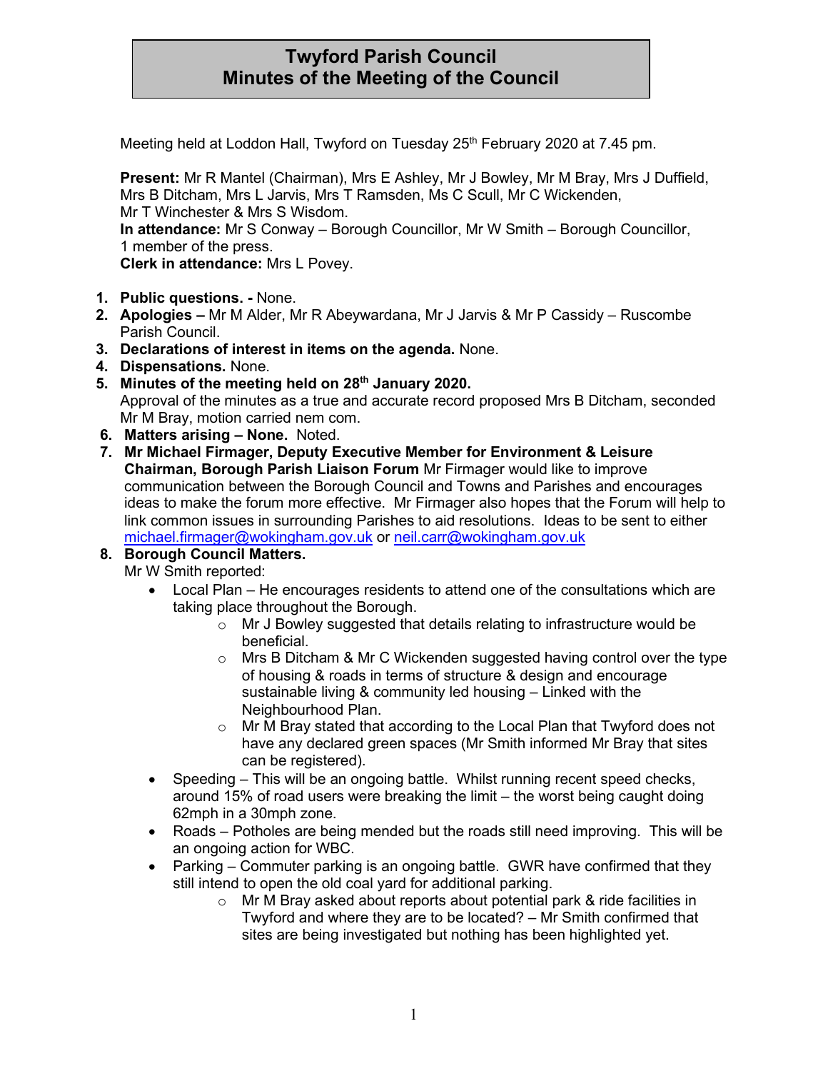# Twyford Parish Council
## Minutes of the Meeting of the Council

Meeting held at Loddon Hall, Twyford on Tuesday 25th February 2020 at 7.45 pm.

**Present:** Mr R Mantel (Chairman), Mrs E Ashley, Mr J Bowley, Mr M Bray, Mrs J Duffield, Mrs B Ditcham, Mrs L Jarvis, Mrs T Ramsden, Ms C Scull, Mr C Wickenden, Mr T Winchester & Mrs S Wisdom.
**In attendance:** Mr S Conway – Borough Councillor, Mr W Smith – Borough Councillor, 1 member of the press.
**Clerk in attendance:** Mrs L Povey.

1. **Public questions. -** None.
2. **Apologies –** Mr M Alder, Mr R Abeywardana, Mr J Jarvis & Mr P Cassidy – Ruscombe Parish Council.
3. **Declarations of interest in items on the agenda.** None.
4. **Dispensations.** None.
5. **Minutes of the meeting held on 28th January 2020.**
   Approval of the minutes as a true and accurate record proposed Mrs B Ditcham, seconded Mr M Bray, motion carried nem com.
6. **Matters arising – None.** Noted.
7. **Mr Michael Firmager, Deputy Executive Member for Environment & Leisure Chairman, Borough Parish Liaison Forum** Mr Firmager would like to improve communication between the Borough Council and Towns and Parishes and encourages ideas to make the forum more effective. Mr Firmager also hopes that the Forum will help to link common issues in surrounding Parishes to aid resolutions. Ideas to be sent to either michael.firmager@wokingham.gov.uk or neil.carr@wokingham.gov.uk
8. **Borough Council Matters.**
   Mr W Smith reported:
   - Local Plan – He encourages residents to attend one of the consultations which are taking place throughout the Borough.
     - Mr J Bowley suggested that details relating to infrastructure would be beneficial.
     - Mrs B Ditcham & Mr C Wickenden suggested having control over the type of housing & roads in terms of structure & design and encourage sustainable living & community led housing – Linked with the Neighbourhood Plan.
     - Mr M Bray stated that according to the Local Plan that Twyford does not have any declared green spaces (Mr Smith informed Mr Bray that sites can be registered).
   - Speeding – This will be an ongoing battle. Whilst running recent speed checks, around 15% of road users were breaking the limit – the worst being caught doing 62mph in a 30mph zone.
   - Roads – Potholes are being mended but the roads still need improving. This will be an ongoing action for WBC.
   - Parking – Commuter parking is an ongoing battle. GWR have confirmed that they still intend to open the old coal yard for additional parking.
     - Mr M Bray asked about reports about potential park & ride facilities in Twyford and where they are to be located? – Mr Smith confirmed that sites are being investigated but nothing has been highlighted yet.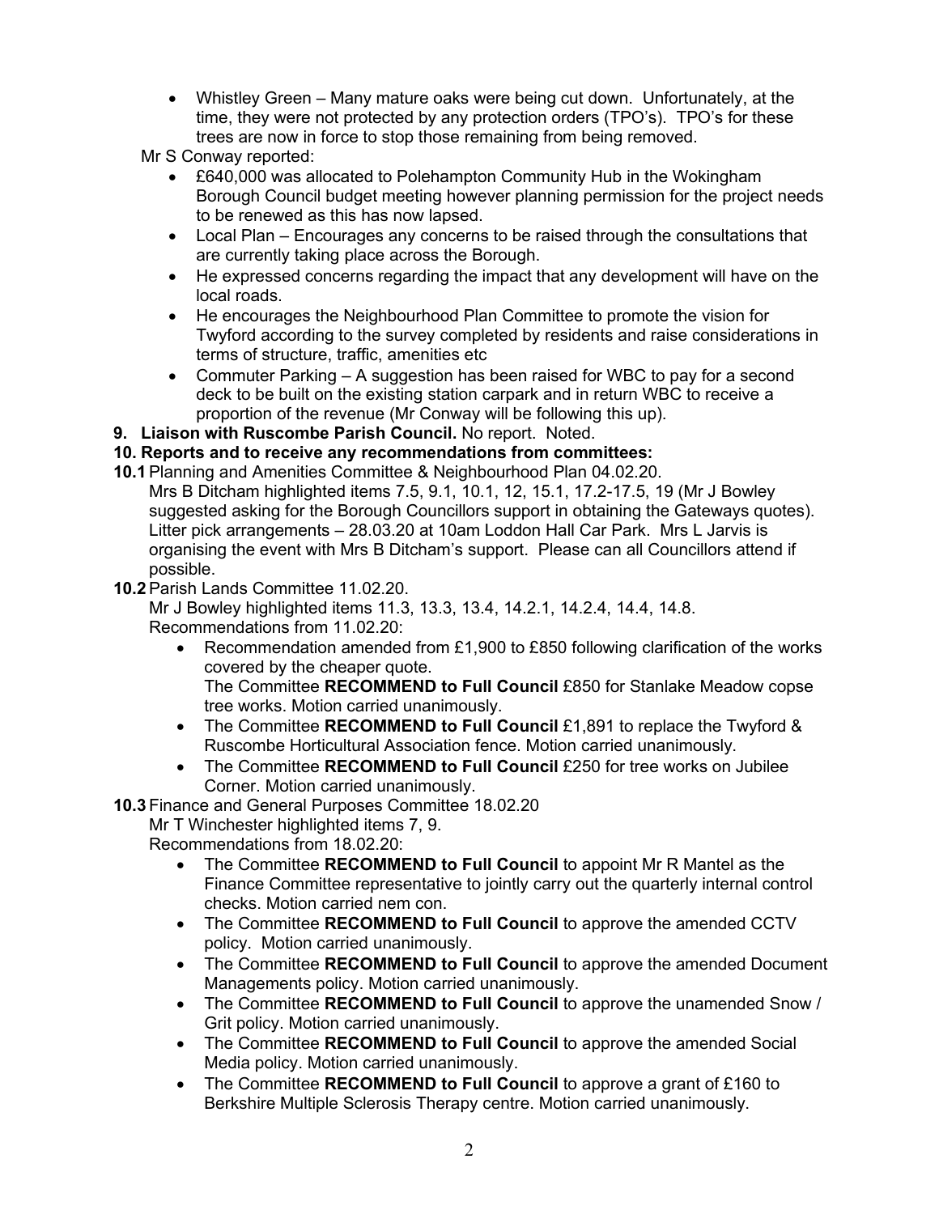- Whistley Green – Many mature oaks were being cut down. Unfortunately, at the time, they were not protected by any protection orders (TPO's). TPO's for these trees are now in force to stop those remaining from being removed.

Mr S Conway reported:

- £640,000 was allocated to Polehampton Community Hub in the Wokingham Borough Council budget meeting however planning permission for the project needs to be renewed as this has now lapsed.
- Local Plan – Encourages any concerns to be raised through the consultations that are currently taking place across the Borough.
- He expressed concerns regarding the impact that any development will have on the local roads.
- He encourages the Neighbourhood Plan Committee to promote the vision for Twyford according to the survey completed by residents and raise considerations in terms of structure, traffic, amenities etc
- Commuter Parking – A suggestion has been raised for WBC to pay for a second deck to be built on the existing station carpark and in return WBC to receive a proportion of the revenue (Mr Conway will be following this up).

**9. Liaison with Ruscombe Parish Council.** No report. Noted.

**10. Reports and to receive any recommendations from committees:**

**10.1** Planning and Amenities Committee & Neighbourhood Plan 04.02.20.
Mrs B Ditcham highlighted items 7.5, 9.1, 10.1, 12, 15.1, 17.2-17.5, 19 (Mr J Bowley suggested asking for the Borough Councillors support in obtaining the Gateways quotes). Litter pick arrangements – 28.03.20 at 10am Loddon Hall Car Park. Mrs L Jarvis is organising the event with Mrs B Ditcham's support. Please can all Councillors attend if possible.

**10.2** Parish Lands Committee 11.02.20.
Mr J Bowley highlighted items 11.3, 13.3, 13.4, 14.2.1, 14.2.4, 14.4, 14.8.
Recommendations from 11.02.20:

- Recommendation amended from £1,900 to £850 following clarification of the works covered by the cheaper quote.
  The Committee **RECOMMEND to Full Council** £850 for Stanlake Meadow copse tree works. Motion carried unanimously.
- The Committee **RECOMMEND to Full Council** £1,891 to replace the Twyford & Ruscombe Horticultural Association fence. Motion carried unanimously.
- The Committee **RECOMMEND to Full Council** £250 for tree works on Jubilee Corner. Motion carried unanimously.

**10.3** Finance and General Purposes Committee 18.02.20
Mr T Winchester highlighted items 7, 9.
Recommendations from 18.02.20:

- The Committee **RECOMMEND to Full Council** to appoint Mr R Mantel as the Finance Committee representative to jointly carry out the quarterly internal control checks. Motion carried nem con.
- The Committee **RECOMMEND to Full Council** to approve the amended CCTV policy. Motion carried unanimously.
- The Committee **RECOMMEND to Full Council** to approve the amended Document Managements policy. Motion carried unanimously.
- The Committee **RECOMMEND to Full Council** to approve the unamended Snow / Grit policy. Motion carried unanimously.
- The Committee **RECOMMEND to Full Council** to approve the amended Social Media policy. Motion carried unanimously.
- The Committee **RECOMMEND to Full Council** to approve a grant of £160 to Berkshire Multiple Sclerosis Therapy centre. Motion carried unanimously.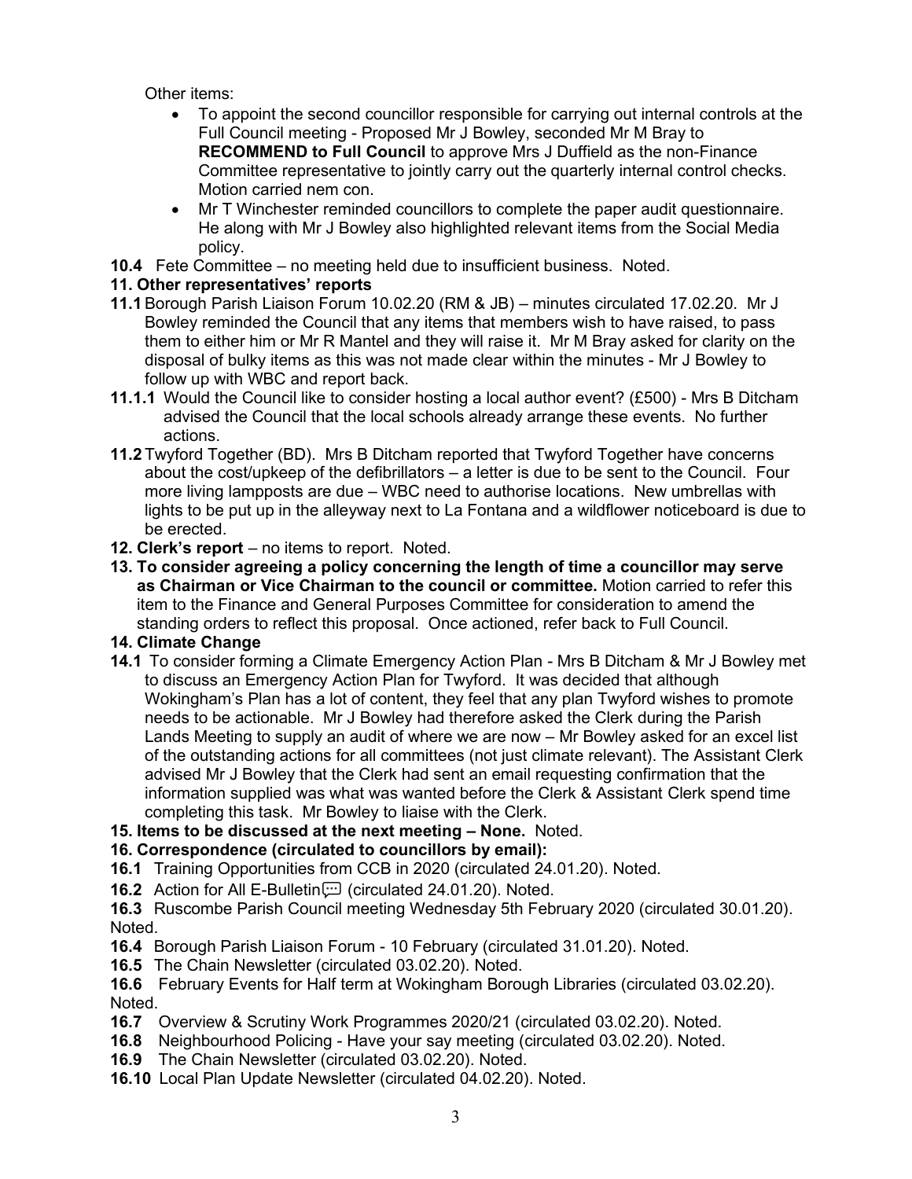Other items:

- To appoint the second councillor responsible for carrying out internal controls at the Full Council meeting - Proposed Mr J Bowley, seconded Mr M Bray to **RECOMMEND to Full Council** to approve Mrs J Duffield as the non-Finance Committee representative to jointly carry out the quarterly internal control checks. Motion carried nem con.
- Mr T Winchester reminded councillors to complete the paper audit questionnaire. He along with Mr J Bowley also highlighted relevant items from the Social Media policy.

**10.4** Fete Committee – no meeting held due to insufficient business. Noted.

**11. Other representatives' reports**

**11.1** Borough Parish Liaison Forum 10.02.20 (RM & JB) – minutes circulated 17.02.20. Mr J Bowley reminded the Council that any items that members wish to have raised, to pass them to either him or Mr R Mantel and they will raise it. Mr M Bray asked for clarity on the disposal of bulky items as this was not made clear within the minutes - Mr J Bowley to follow up with WBC and report back.

**11.1.1** Would the Council like to consider hosting a local author event? (£500) - Mrs B Ditcham advised the Council that the local schools already arrange these events. No further actions.

**11.2** Twyford Together (BD). Mrs B Ditcham reported that Twyford Together have concerns about the cost/upkeep of the defibrillators – a letter is due to be sent to the Council. Four more living lampposts are due – WBC need to authorise locations. New umbrellas with lights to be put up in the alleyway next to La Fontana and a wildflower noticeboard is due to be erected.

**12. Clerk's report** – no items to report. Noted.

**13. To consider agreeing a policy concerning the length of time a councillor may serve as Chairman or Vice Chairman to the council or committee.** Motion carried to refer this item to the Finance and General Purposes Committee for consideration to amend the standing orders to reflect this proposal. Once actioned, refer back to Full Council.

**14. Climate Change**

**14.1** To consider forming a Climate Emergency Action Plan - Mrs B Ditcham & Mr J Bowley met to discuss an Emergency Action Plan for Twyford. It was decided that although Wokingham's Plan has a lot of content, they feel that any plan Twyford wishes to promote needs to be actionable. Mr J Bowley had therefore asked the Clerk during the Parish Lands Meeting to supply an audit of where we are now – Mr Bowley asked for an excel list of the outstanding actions for all committees (not just climate relevant). The Assistant Clerk advised Mr J Bowley that the Clerk had sent an email requesting confirmation that the information supplied was what was wanted before the Clerk & Assistant Clerk spend time completing this task. Mr Bowley to liaise with the Clerk.

**15. Items to be discussed at the next meeting – None.** Noted.

**16. Correspondence (circulated to councillors by email):**

**16.1** Training Opportunities from CCB in 2020 (circulated 24.01.20). Noted.

**16.2** Action for All E-Bulletin (circulated 24.01.20). Noted.

**16.3** Ruscombe Parish Council meeting Wednesday 5th February 2020 (circulated 30.01.20). Noted.

**16.4** Borough Parish Liaison Forum - 10 February (circulated 31.01.20). Noted.

**16.5** The Chain Newsletter (circulated 03.02.20). Noted.

**16.6** February Events for Half term at Wokingham Borough Libraries (circulated 03.02.20). Noted.

**16.7** Overview & Scrutiny Work Programmes 2020/21 (circulated 03.02.20). Noted.

**16.8** Neighbourhood Policing - Have your say meeting (circulated 03.02.20). Noted.

**16.9** The Chain Newsletter (circulated 03.02.20). Noted.

**16.10** Local Plan Update Newsletter (circulated 04.02.20). Noted.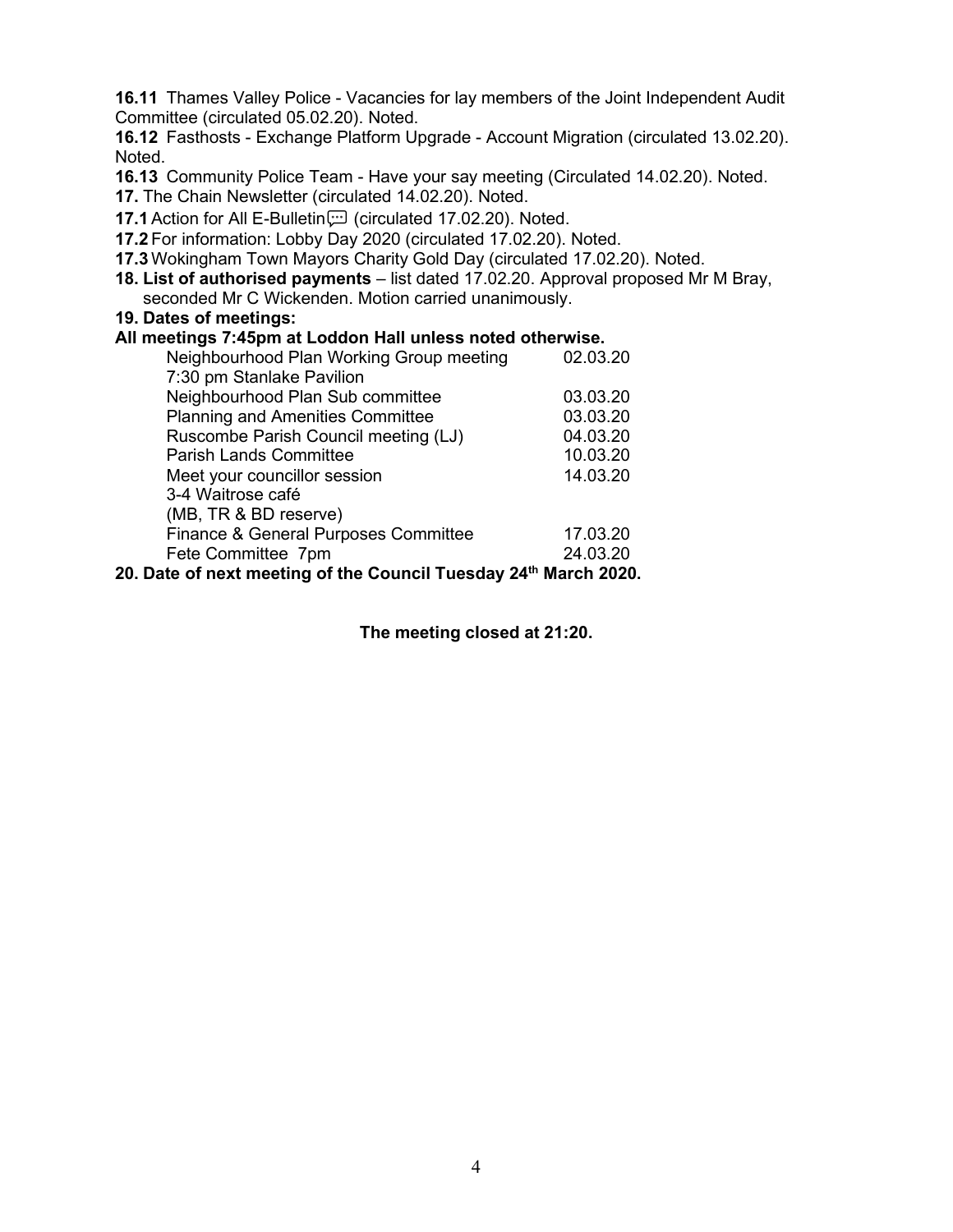**16.11** Thames Valley Police - Vacancies for lay members of the Joint Independent Audit Committee (circulated 05.02.20). Noted.

**16.12** Fasthosts - Exchange Platform Upgrade - Account Migration (circulated 13.02.20). Noted.

**16.13** Community Police Team - Have your say meeting (Circulated 14.02.20). Noted.

**17.** The Chain Newsletter (circulated 14.02.20). Noted.

**17.1** Action for All E-Bulletin (circulated 17.02.20). Noted.

**17.2** For information: Lobby Day 2020 (circulated 17.02.20). Noted.

**17.3** Wokingham Town Mayors Charity Gold Day (circulated 17.02.20). Noted.

**18. List of authorised payments** – list dated 17.02.20. Approval proposed Mr M Bray, seconded Mr C Wickenden. Motion carried unanimously.

**19. Dates of meetings:**

**All meetings 7:45pm at Loddon Hall unless noted otherwise.**

| | |
|---|---|
| Neighbourhood Plan Working Group meeting<br>7:30 pm Stanlake Pavilion | 02.03.20 |
| Neighbourhood Plan Sub committee | 03.03.20 |
| Planning and Amenities Committee | 03.03.20 |
| Ruscombe Parish Council meeting (LJ) | 04.03.20 |
| Parish Lands Committee | 10.03.20 |
| Meet your councillor session<br>3-4 Waitrose café<br>(MB, TR & BD reserve) | 14.03.20 |
| Finance & General Purposes Committee | 17.03.20 |
| Fete Committee 7pm | 24.03.20 |

**20. Date of next meeting of the Council Tuesday 24th March 2020.**

**The meeting closed at 21:20.**